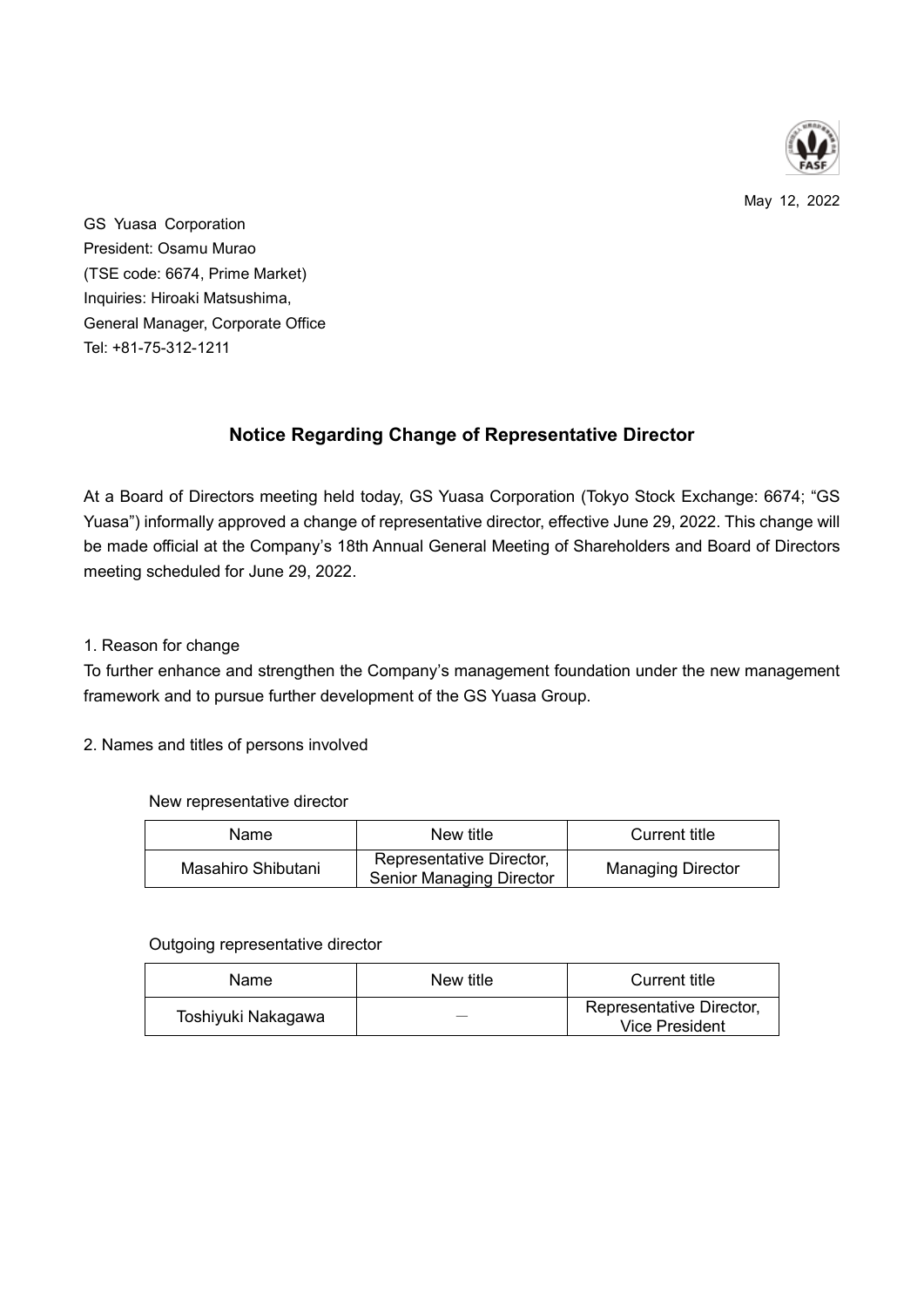May 12, 2022

GS Yuasa Corporation
President: Osamu Murao
(TSE code: 6674, Prime Market)
Inquiries: Hiroaki Matsushima,
General Manager, Corporate Office
Tel: +81-75-312-1211

## Notice Regarding Change of Representative Director

At a Board of Directors meeting held today, GS Yuasa Corporation (Tokyo Stock Exchange: 6674; "GS Yuasa") informally approved a change of representative director, effective June 29, 2022. This change will be made official at the Company's 18th Annual General Meeting of Shareholders and Board of Directors meeting scheduled for June 29, 2022.

1. Reason for change

To further enhance and strengthen the Company's management foundation under the new management framework and to pursue further development of the GS Yuasa Group.

2. Names and titles of persons involved

New representative director

| Name | New title | Current title |
|---|---|---|
| Masahiro Shibutani | Representative Director, Senior Managing Director | Managing Director |

Outgoing representative director

| Name | New title | Current title |
|---|---|---|
| Toshiyuki Nakagawa | — | Representative Director, Vice President |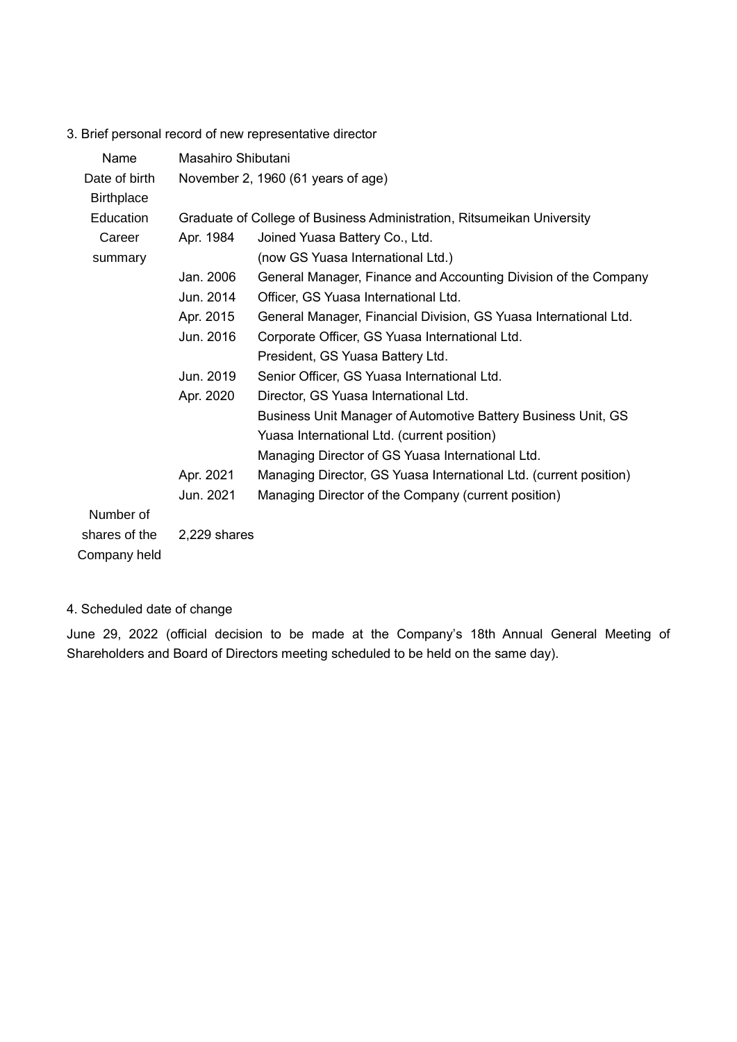3. Brief personal record of new representative director

| | | |
|---|---|---|
| Name | Masahiro Shibutani | |
| Date of birth | November 2, 1960 (61 years of age) | |
| Birthplace | | |
| Education | Graduate of College of Business Administration, Ritsumeikan University | |
| Career summary | Apr. 1984 | Joined Yuasa Battery Co., Ltd. (now GS Yuasa International Ltd.) |
| | Jan. 2006 | General Manager, Finance and Accounting Division of the Company |
| | Jun. 2014 | Officer, GS Yuasa International Ltd. |
| | Apr. 2015 | General Manager, Financial Division, GS Yuasa International Ltd. |
| | Jun. 2016 | Corporate Officer, GS Yuasa International Ltd. |
| | | President, GS Yuasa Battery Ltd. |
| | Jun. 2019 | Senior Officer, GS Yuasa International Ltd. |
| | Apr. 2020 | Director, GS Yuasa International Ltd. |
| | | Business Unit Manager of Automotive Battery Business Unit, GS Yuasa International Ltd. (current position) |
| | | Managing Director of GS Yuasa International Ltd. |
| | Apr. 2021 | Managing Director, GS Yuasa International Ltd. (current position) |
| | Jun. 2021 | Managing Director of the Company (current position) |
| Number of shares of the Company held | 2,229 shares | |

4. Scheduled date of change

June 29, 2022 (official decision to be made at the Company's 18th Annual General Meeting of Shareholders and Board of Directors meeting scheduled to be held on the same day).